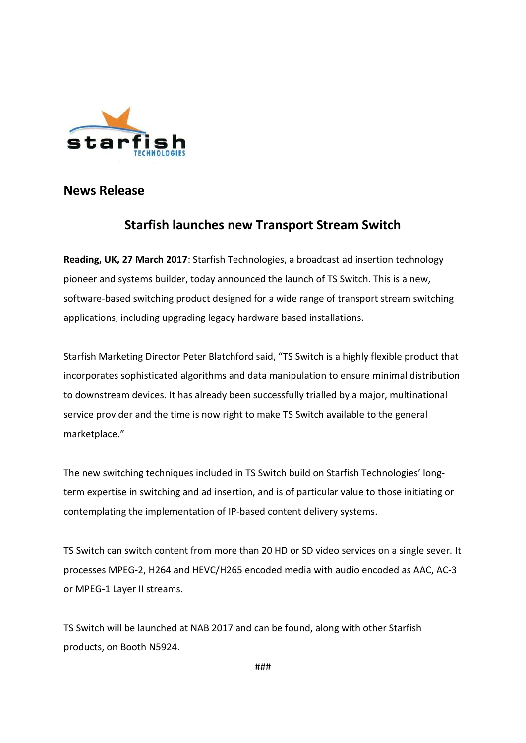## News Release

# Starfish launches new Transport Stream Switch

**Reading, UK, 27 March 2017**: Starfish Technologies, a broadcast ad insertion technology pioneer and systems builder, today announced the launch of TS Switch. This is a new, software-based switching product designed for a wide range of transport stream switching applications, including upgrading legacy hardware based installations.

Starfish Marketing Director Peter Blatchford said, "TS Switch is a highly flexible product that incorporates sophisticated algorithms and data manipulation to ensure minimal distribution to downstream devices. It has already been successfully trialled by a major, multinational service provider and the time is now right to make TS Switch available to the general marketplace."

The new switching techniques included in TS Switch build on Starfish Technologies' long-term expertise in switching and ad insertion, and is of particular value to those initiating or contemplating the implementation of IP-based content delivery systems.

TS Switch can switch content from more than 20 HD or SD video services on a single sever. It processes MPEG-2, H264 and HEVC/H265 encoded media with audio encoded as AAC, AC-3 or MPEG-1 Layer II streams.

TS Switch will be launched at NAB 2017 and can be found, along with other Starfish products, on Booth N5924.

###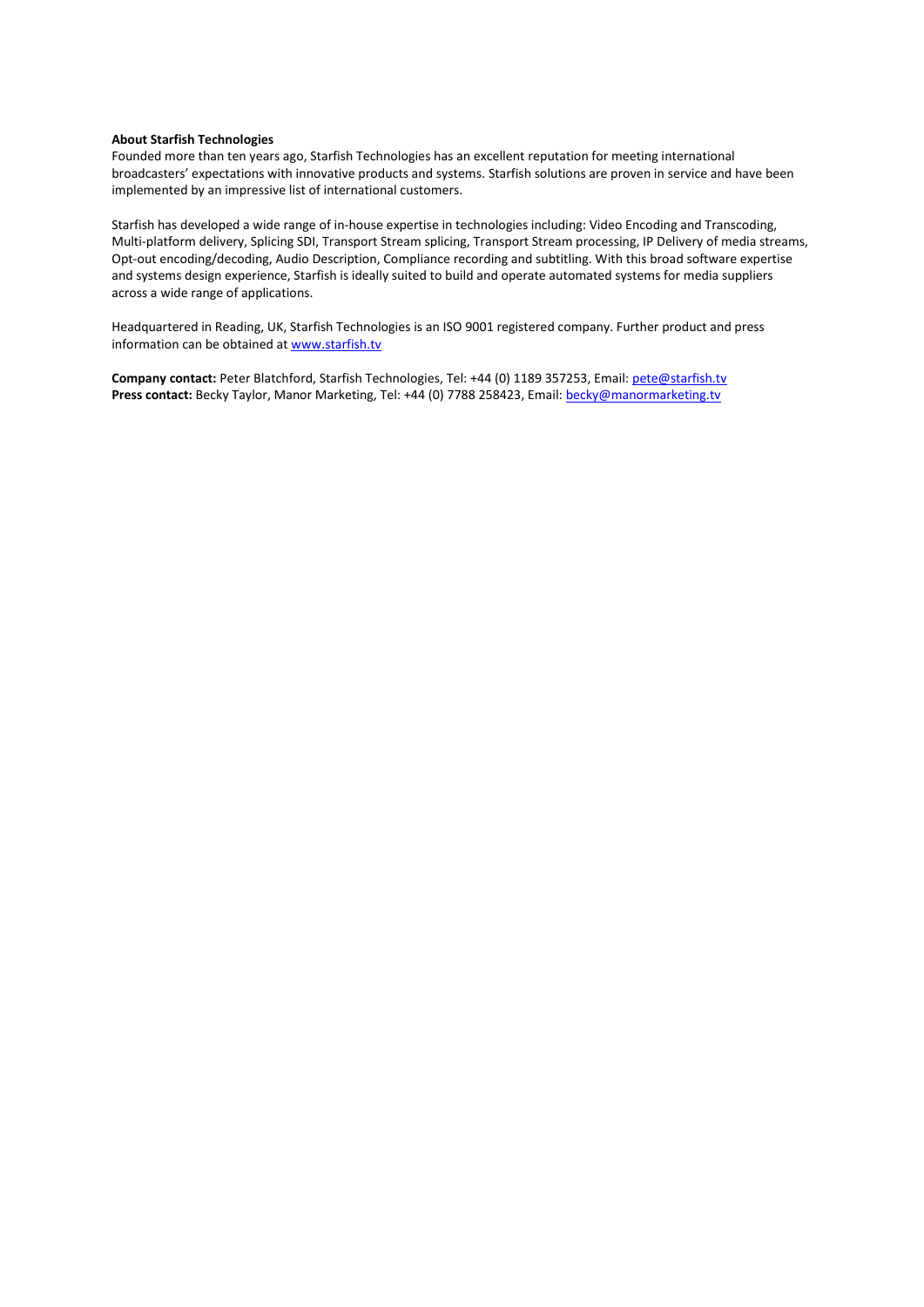**About Starfish Technologies**

Founded more than ten years ago, Starfish Technologies has an excellent reputation for meeting international broadcasters' expectations with innovative products and systems. Starfish solutions are proven in service and have been implemented by an impressive list of international customers.

Starfish has developed a wide range of in-house expertise in technologies including: Video Encoding and Transcoding, Multi-platform delivery, Splicing SDI, Transport Stream splicing, Transport Stream processing, IP Delivery of media streams, Opt-out encoding/decoding, Audio Description, Compliance recording and subtitling. With this broad software expertise and systems design experience, Starfish is ideally suited to build and operate automated systems for media suppliers across a wide range of applications.

Headquartered in Reading, UK, Starfish Technologies is an ISO 9001 registered company. Further product and press information can be obtained at www.starfish.tv

**Company contact:** Peter Blatchford, Starfish Technologies, Tel: +44 (0) 1189 357253, Email: pete@starfish.tv
**Press contact:** Becky Taylor, Manor Marketing, Tel: +44 (0) 7788 258423, Email: becky@manormarketing.tv